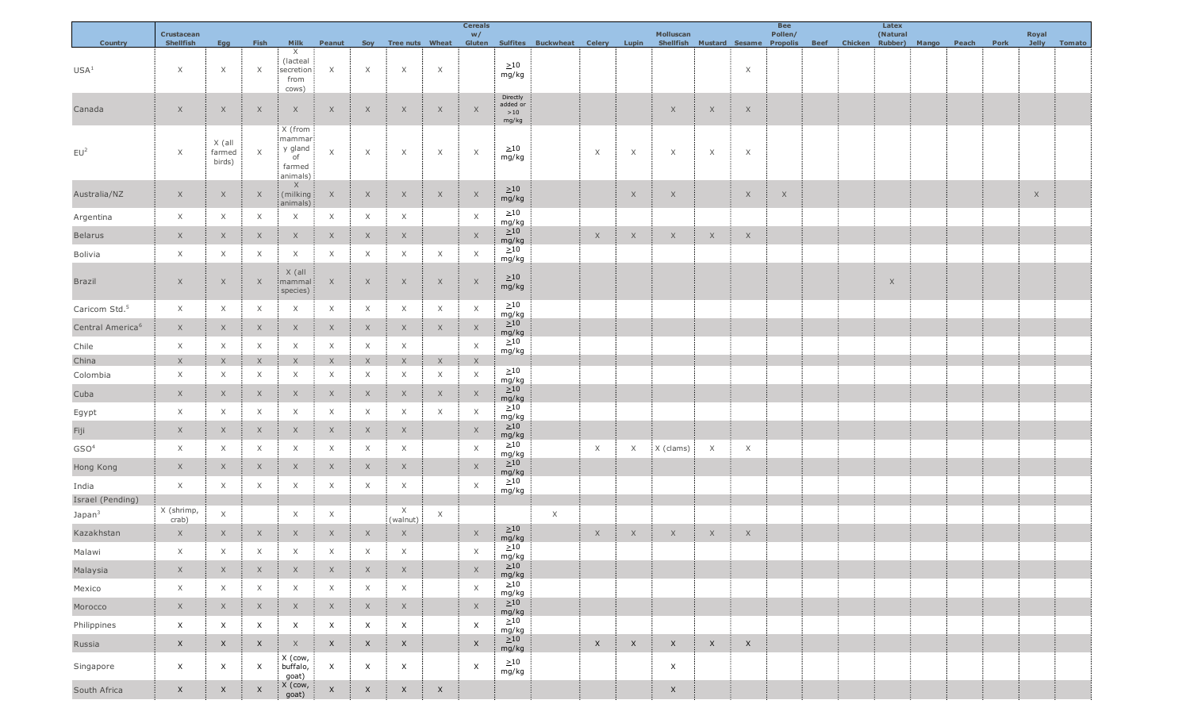| Country | Crustacean Shellfish | Egg | Fish | Milk | Peanut | Soy | Tree nuts | Wheat | Cereals w/ Gluten | Sulfites | Buckwheat | Celery | Lupin | Molluscan Shellfish | Mustard | Sesame | Bee Pollen/ Propolis | Beef | Chicken | Latex (Natural Rubber) | Mango | Peach | Pork | Royal Jelly | Tomato |
|---|---|---|---|---|---|---|---|---|---|---|---|---|---|---|---|---|---|---|---|---|---|---|---|---|---|
| USA[1] | X | X | X | X (lacteal secretion from cows) | X | X | X | X | | ≥10 mg/kg | | | | | | X | | | | | | | | | |
| Canada | X | X | X | X | X | X | X | X | X | Directly added or >10 mg/kg | | | | X | X | X | | | | | | | | | |
| EU[2] | X | X (all farmed birds) | X | X (from mammary gland of farmed animals) | X | X | X | X | X | ≥10 mg/kg | | X | X | X | X | X | | | | | | | | | |
| Australia/NZ | X | X | X | X (milking animals) | X | X | X | X | X | ≥10 mg/kg | | | X | X | | X | X | | | | | | | X | |
| Argentina | X | X | X | X | X | X | X | | X | ≥10 mg/kg | | | | | | | | | | | | | | | |
| Belarus | X | X | X | X | X | X | X | | X | ≥10 mg/kg | | X | X | X | X | X | | | | | | | | | |
| Bolivia | X | X | X | X | X | X | X | X | X | ≥10 mg/kg | | | | | | | | | | | | | | | |
| Brazil | X | X | X | X (all mammal species) | X | X | X | X | X | ≥10 mg/kg | | | | | | | | | | X | | | | | |
| Caricom Std.[5] | X | X | X | X | X | X | X | X | X | ≥10 mg/kg | | | | | | | | | | | | | | | |
| Central America[6] | X | X | X | X | X | X | X | X | X | ≥10 mg/kg | | | | | | | | | | | | | | | |
| Chile | X | X | X | X | X | X | X | | X | ≥10 mg/kg | | | | | | | | | | | | | | | |
| China | X | X | X | X | X | X | X | X | X | | | | | | | | | | | | | | | | |
| Colombia | X | X | X | X | X | X | X | X | X | ≥10 mg/kg | | | | | | | | | | | | | | | |
| Cuba | X | X | X | X | X | X | X | X | X | ≥10 mg/kg | | | | | | | | | | | | | | | |
| Egypt | X | X | X | X | X | X | X | X | X | ≥10 mg/kg | | | | | | | | | | | | | | | |
| Fiji | X | X | X | X | X | X | X | | X | ≥10 mg/kg | | | | | | | | | | | | | | | |
| GSO[4] | X | X | X | X | X | X | X | | X | ≥10 mg/kg | | X | X | X (clams) | X | X | | | | | | | | | |
| Hong Kong | X | X | X | X | X | X | X | | X | ≥10 mg/kg | | | | | | | | | | | | | | | |
| India | X | X | X | X | X | X | X | | X | ≥10 mg/kg | | | | | | | | | | | | | | | |
| Israel (Pending) | | | | | | | | | | | | | | | | | | | | | | | | | |
| Japan[3] | X (shrimp, crab) | X | | X | X | | X (walnut) | X | | | X | | | | | | | | | | | | | | |
| Kazakhstan | X | X | X | X | X | X | X | | X | ≥10 mg/kg | | X | X | X | X | X | | | | | | | | | |
| Malawi | X | X | X | X | X | X | X | | X | ≥10 mg/kg | | | | | | | | | | | | | | | |
| Malaysia | X | X | X | X | X | X | X | | X | ≥10 mg/kg | | | | | | | | | | | | | | | |
| Mexico | X | X | X | X | X | X | X | | X | ≥10 mg/kg | | | | | | | | | | | | | | | |
| Morocco | X | X | X | X | X | X | X | | X | ≥10 mg/kg | | | | | | | | | | | | | | | |
| Philippines | X | X | X | X | X | X | X | | X | ≥10 mg/kg | | | | | | | | | | | | | | | |
| Russia | X | X | X | X | X | X | X | | X | ≥10 mg/kg | | X | X | X | X | X | | | | | | | | | |
| Singapore | X | X | X | X (cow, buffalo, goat) | X | X | X | | X | ≥10 mg/kg | | | | X | | | | | | | | | | | |
| South Africa | X | X | X | X (cow, goat) | X | X | X | X | | | | | | X | | | | | | | | | | | |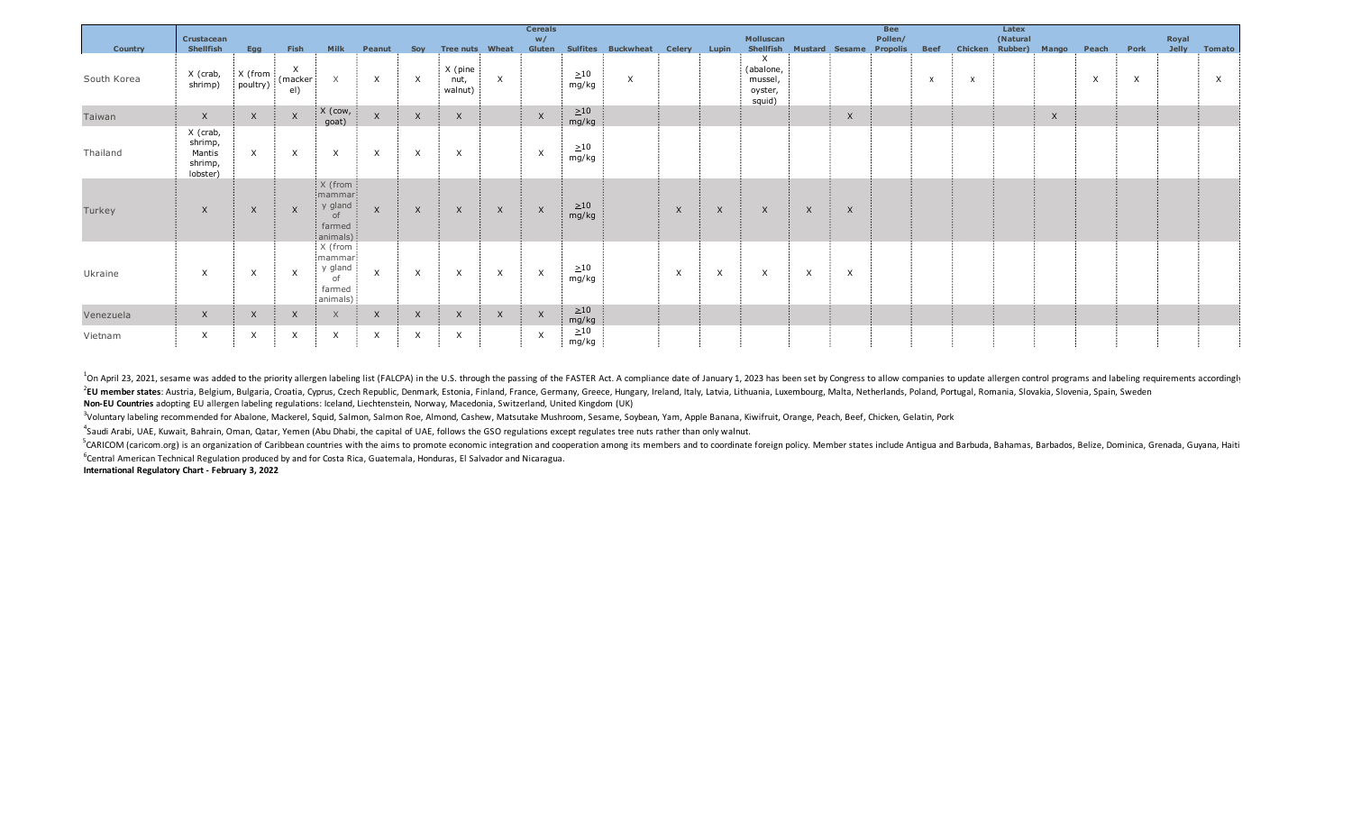| Country | Crustacean Shellfish | Egg | Fish | Milk | Peanut | Soy | Tree nuts | Wheat | Cereals w/ Gluten | Sulfites | Buckwheat | Celery | Lupin | Molluscan Shellfish | Mustard | Sesame | Bee Pollen/ Propolis | Beef | Chicken | Latex (Natural Rubber) | Mango | Peach | Pork | Royal Jelly | Tomato |
|---|---|---|---|---|---|---|---|---|---|---|---|---|---|---|---|---|---|---|---|---|---|---|---|---|---|
| South Korea | X (crab, shrimp) | X (from poultry) | X (mackerel) | X | X | X | X (pine nut, walnut) | X | | ≥10 mg/kg | X | | | X (abalone, mussel, oyster, squid) | | | | X | X | | | X | X | | X |
| Taiwan | X | X | X | X (cow, goat) | X | X | X | | X | ≥10 mg/kg | | | | | | X | | | | | X | | | | |
| Thailand | X (crab, shrimp, Mantis shrimp, lobster) | X | X | X | X | X | X | | X | ≥10 mg/kg | | | | | | | | | | | | | | | |
| Turkey | X | X | X | X (from mammary gland of farmed animals) | X | X | X | X | X | ≥10 mg/kg | | X | X | X | X | X | | | | | | | | | |
| Ukraine | X | X | X | X (from mammary gland of farmed animals) | X | X | X | X | X | ≥10 mg/kg | | X | X | X | X | X | | | | | | | | | |
| Venezuela | X | X | X | X | X | X | X | X | X | ≥10 mg/kg | | | | | | | | | | | | | | | |
| Vietnam | X | X | X | X | X | X | X | | X | ≥10 mg/kg | | | | | | | | | | | | | | | |

[1]On April 23, 2021, sesame was added to the priority allergen labeling list (FALCPA) in the U.S. through the passing of the FASTER Act. A compliance date of January 1, 2023 has been set by Congress to allow companies to update allergen control programs and labeling requirements accordingly

[2]**EU member states**: Austria, Belgium, Bulgaria, Croatia, Cyprus, Czech Republic, Denmark, Estonia, Finland, France, Germany, Greece, Hungary, Ireland, Italy, Latvia, Lithuania, Luxembourg, Malta, Netherlands, Poland, Portugal, Romania, Slovakia, Slovenia, Spain, Sweden

**Non-EU Countries** adopting EU allergen labeling regulations: Iceland, Liechtenstein, Norway, Macedonia, Switzerland, United Kingdom (UK)

[3]Voluntary labeling recommended for Abalone, Mackerel, Squid, Salmon, Salmon Roe, Almond, Cashew, Matsutake Mushroom, Sesame, Soybean, Yam, Apple Banana, Kiwifruit, Orange, Peach, Beef, Chicken, Gelatin, Pork

[4]Saudi Arabi, UAE, Kuwait, Bahrain, Oman, Qatar, Yemen (Abu Dhabi, the capital of UAE, follows the GSO regulations except regulates tree nuts rather than only walnut.

[5]CARICOM (caricom.org) is an organization of Caribbean countries with the aims to promote economic integration and cooperation among its members and to coordinate foreign policy. Member states include Antigua and Barbuda, Bahamas, Barbados, Belize, Dominica, Grenada, Guyana, Haiti

[6]Central American Technical Regulation produced by and for Costa Rica, Guatemala, Honduras, El Salvador and Nicaragua.

**International Regulatory Chart - February 3, 2022**